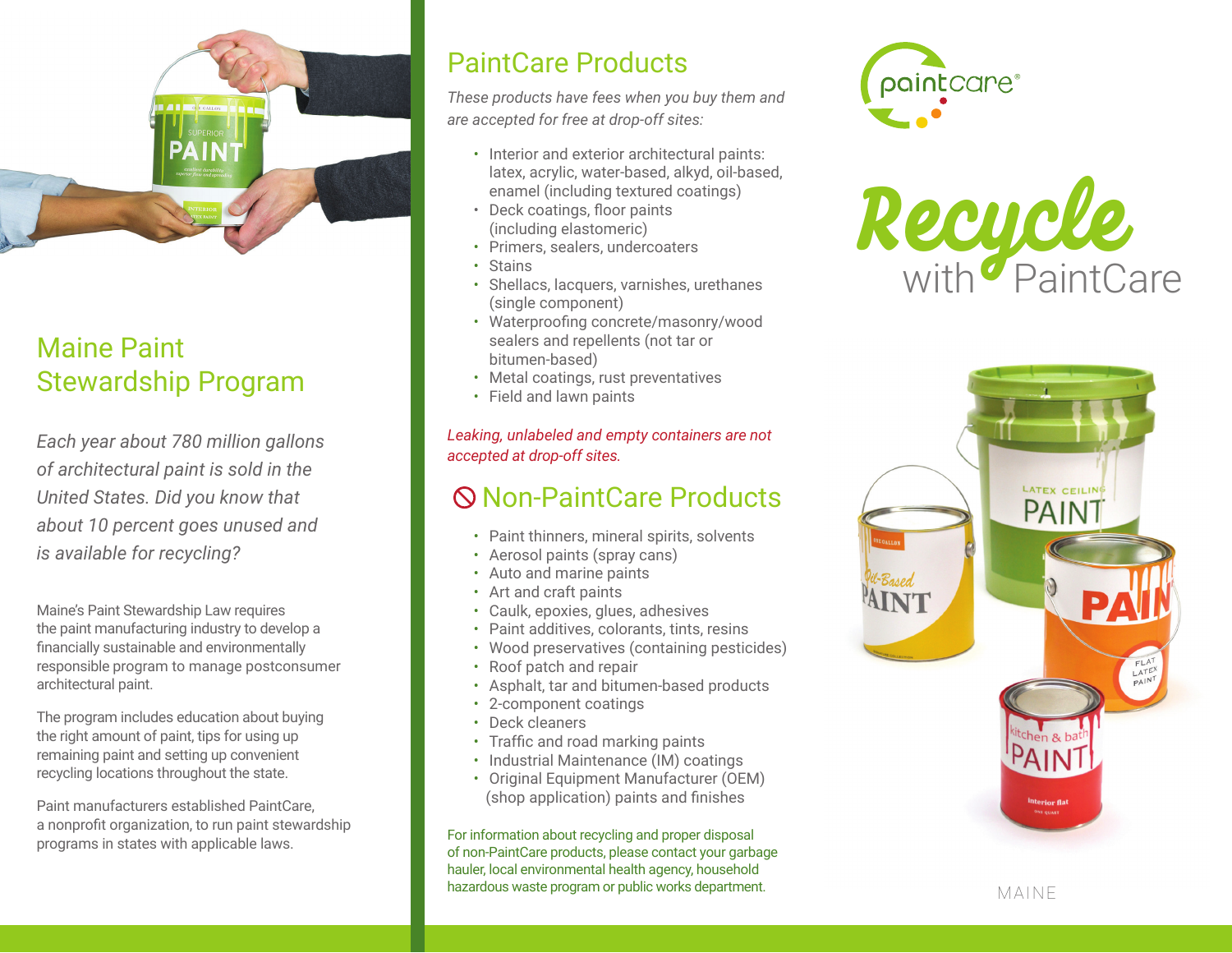## Maine Paint Stewardship Program

*Each year about 780 million gallons of architectural paint is sold in the United States. Did you know that about 10 percent goes unused and is available for recycling?*

Maine's Paint Stewardship Law requires the paint manufacturing industry to develop a financially sustainable and environmentally responsible program to manage postconsumer architectural paint.

The program includes education about buying the right amount of paint, tips for using up remaining paint and setting up convenient recycling locations throughout the state.

Paint manufacturers established PaintCare, a nonprofit organization, to run paint stewardship programs in states with applicable laws.

## PaintCare Products

*These products have fees when you buy them and are accepted for free at drop-off sites:*

- Interior and exterior architectural paints: latex, acrylic, water-based, alkyd, oil-based, enamel (including textured coatings)
- Deck coatings, floor paints (including elastomeric)
- Primers, sealers, undercoaters
- Stains
- Shellacs, lacquers, varnishes, urethanes (single component)
- Waterproofing concrete/masonry/wood sealers and repellents (not tar or bitumen-based)
- Metal coatings, rust preventatives
- Field and lawn paints

*Leaking, unlabeled and empty containers are not accepted at drop-off sites.*

## Non-PaintCare Products

- Paint thinners, mineral spirits, solvents
- Aerosol paints (spray cans)
- Auto and marine paints
- Art and craft paints
- Caulk, epoxies, glues, adhesives
- Paint additives, colorants, tints, resins
- Wood preservatives (containing pesticides)
- Roof patch and repair
- Asphalt, tar and bitumen-based products
- 2-component coatings
- Deck cleaners
- Traffic and road marking paints
- Industrial Maintenance (IM) coatings
- Original Equipment Manufacturer (OEM) (shop application) paints and finishes

For information about recycling and proper disposal of non-PaintCare products, please contact your garbage hauler, local environmental health agency, household hazardous waste program or public works department.

paintcare®

# Recycle with PaintCare

MAINE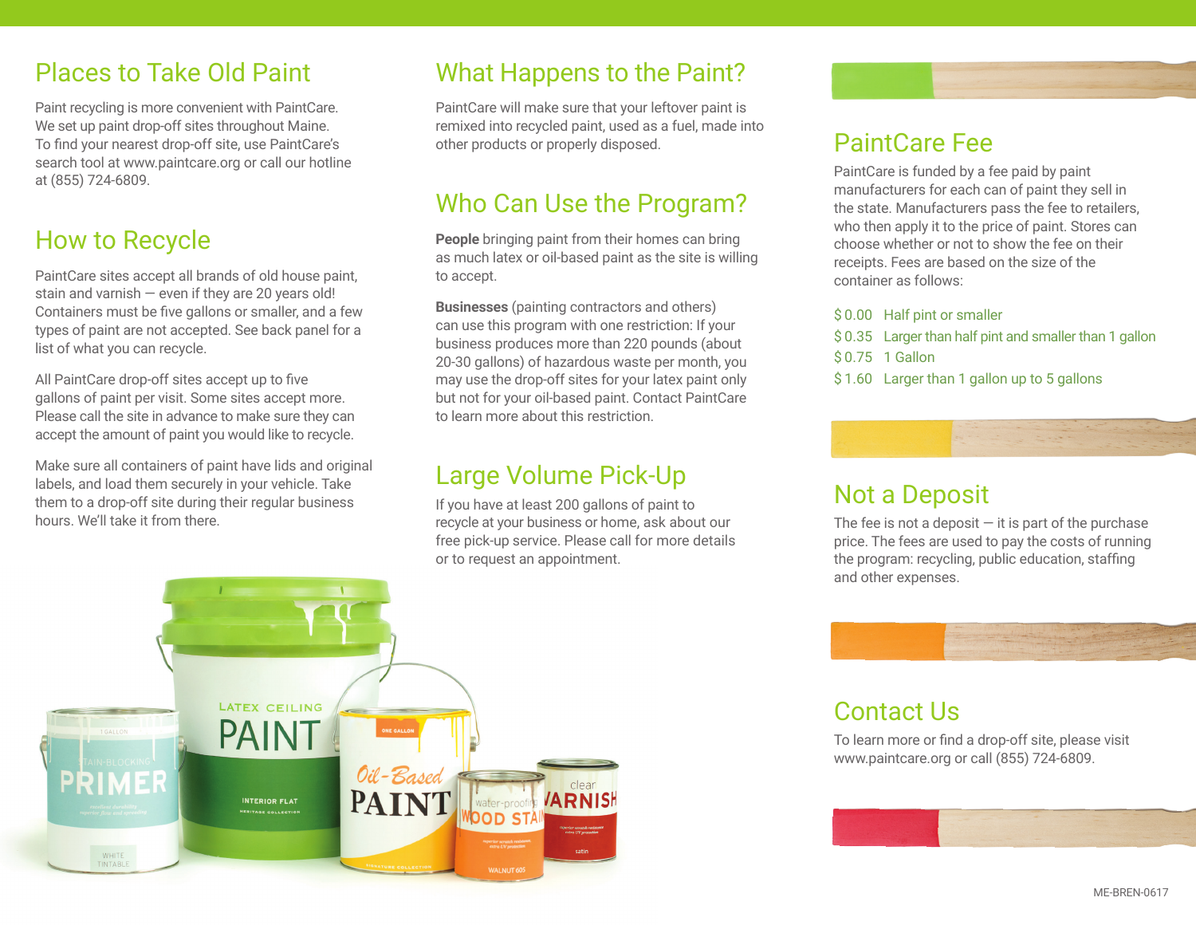## Places to Take Old Paint

Paint recycling is more convenient with PaintCare. We set up paint drop-off sites throughout Maine. To find your nearest drop-off site, use PaintCare's search tool at www.paintcare.org or call our hotline at (855) 724-6809.

## How to Recycle

PaintCare sites accept all brands of old house paint, stain and varnish — even if they are 20 years old! Containers must be five gallons or smaller, and a few types of paint are not accepted. See back panel for a list of what you can recycle.

All PaintCare drop-off sites accept up to five gallons of paint per visit. Some sites accept more. Please call the site in advance to make sure they can accept the amount of paint you would like to recycle.

Make sure all containers of paint have lids and original labels, and load them securely in your vehicle. Take them to a drop-off site during their regular business hours. We'll take it from there.

## What Happens to the Paint?

PaintCare will make sure that your leftover paint is remixed into recycled paint, used as a fuel, made into other products or properly disposed.

## Who Can Use the Program?

**People** bringing paint from their homes can bring as much latex or oil-based paint as the site is willing to accept.

**Businesses** (painting contractors and others) can use this program with one restriction: If your business produces more than 220 pounds (about 20-30 gallons) of hazardous waste per month, you may use the drop-off sites for your latex paint only but not for your oil-based paint. Contact PaintCare to learn more about this restriction.

## Large Volume Pick-Up

If you have at least 200 gallons of paint to recycle at your business or home, ask about our free pick-up service. Please call for more details or to request an appointment.

## PaintCare Fee

PaintCare is funded by a fee paid by paint manufacturers for each can of paint they sell in the state. Manufacturers pass the fee to retailers, who then apply it to the price of paint. Stores can choose whether or not to show the fee on their receipts. Fees are based on the size of the container as follows:

| | |
|---|---|
| $ 0.00 | Half pint or smaller |
| $ 0.35 | Larger than half pint and smaller than 1 gallon |
| $ 0.75 | 1 Gallon |
| $ 1.60 | Larger than 1 gallon up to 5 gallons |

## Not a Deposit

The fee is not a deposit — it is part of the purchase price. The fees are used to pay the costs of running the program: recycling, public education, staffing and other expenses.

## Contact Us

To learn more or find a drop-off site, please visit www.paintcare.org or call (855) 724-6809.

ME-BREN-0617